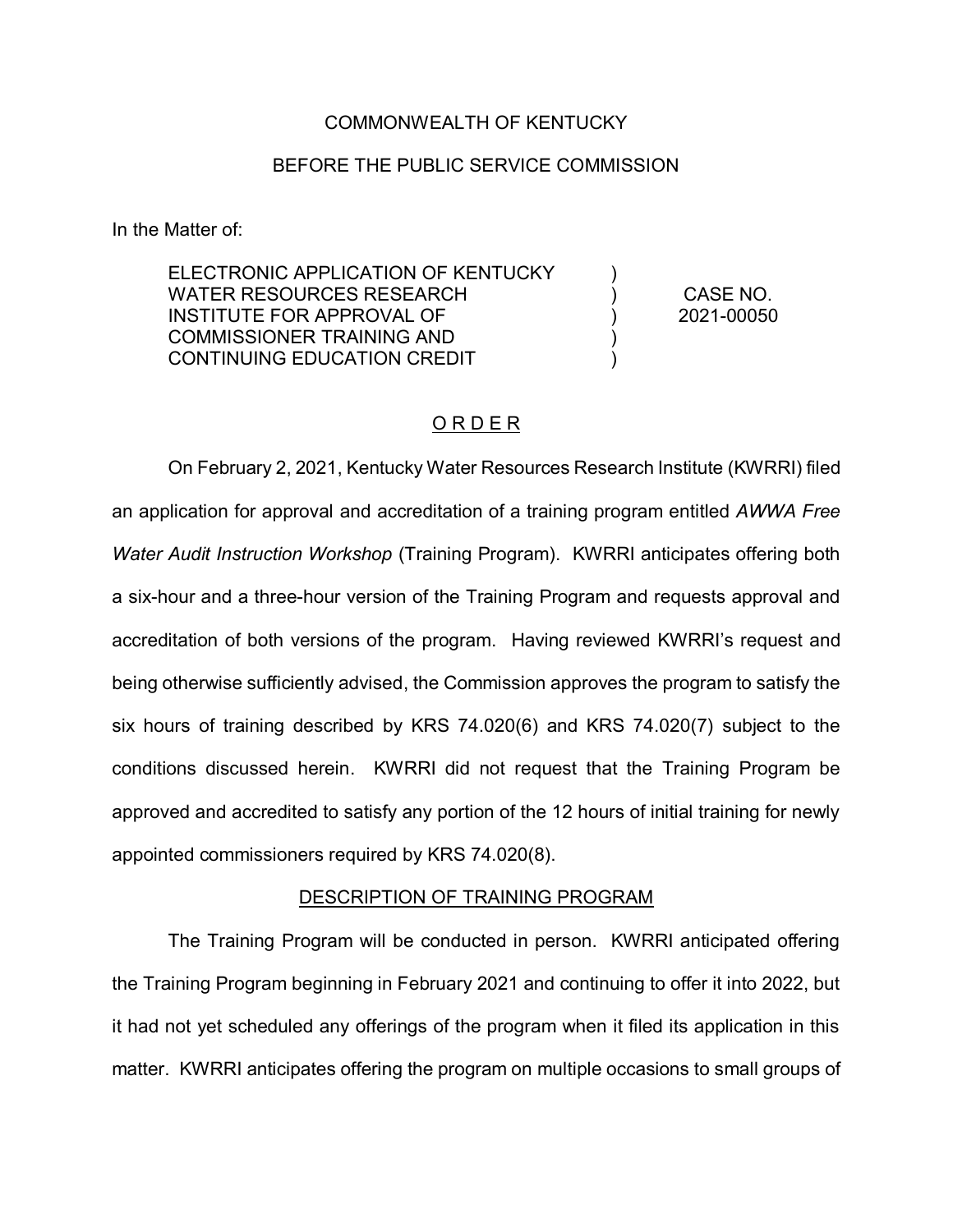COMMONWEALTH OF KENTUCKY

BEFORE THE PUBLIC SERVICE COMMISSION

In the Matter of:

| | | |
|---|---|---|
| ELECTRONIC APPLICATION OF KENTUCKY WATER RESOURCES RESEARCH INSTITUTE FOR APPROVAL OF COMMISSIONER TRAINING AND CONTINUING EDUCATION CREDIT | ) ) ) ) ) | CASE NO. 2021-00050 |

## O R D E R

On February 2, 2021, Kentucky Water Resources Research Institute (KWRRI) filed an application for approval and accreditation of a training program entitled *AWWA Free Water Audit Instruction Workshop* (Training Program). KWRRI anticipates offering both a six-hour and a three-hour version of the Training Program and requests approval and accreditation of both versions of the program. Having reviewed KWRRI's request and being otherwise sufficiently advised, the Commission approves the program to satisfy the six hours of training described by KRS 74.020(6) and KRS 74.020(7) subject to the conditions discussed herein. KWRRI did not request that the Training Program be approved and accredited to satisfy any portion of the 12 hours of initial training for newly appointed commissioners required by KRS 74.020(8).

### DESCRIPTION OF TRAINING PROGRAM

The Training Program will be conducted in person. KWRRI anticipated offering the Training Program beginning in February 2021 and continuing to offer it into 2022, but it had not yet scheduled any offerings of the program when it filed its application in this matter. KWRRI anticipates offering the program on multiple occasions to small groups of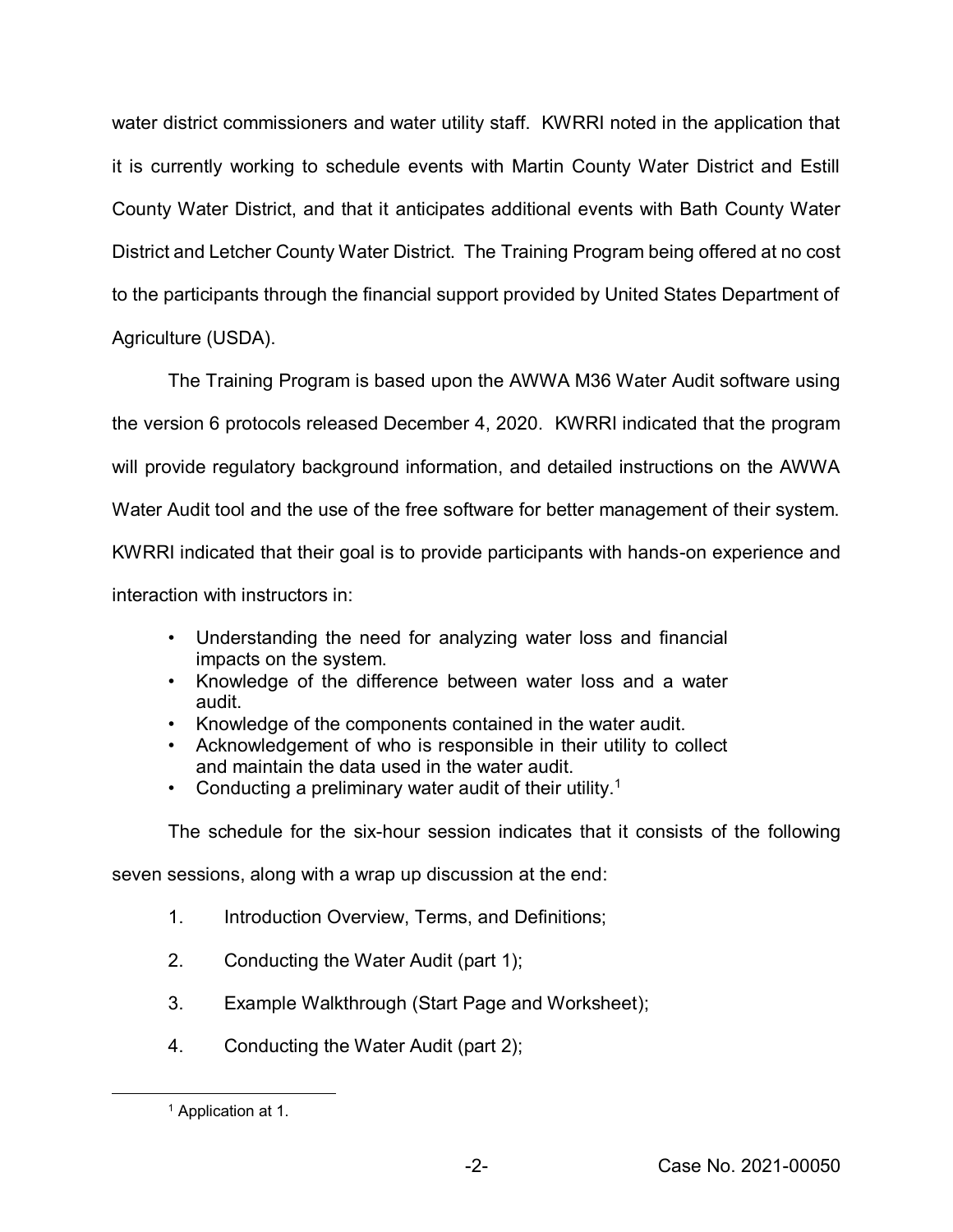water district commissioners and water utility staff. KWRRI noted in the application that it is currently working to schedule events with Martin County Water District and Estill County Water District, and that it anticipates additional events with Bath County Water District and Letcher County Water District. The Training Program being offered at no cost to the participants through the financial support provided by United States Department of Agriculture (USDA).

The Training Program is based upon the AWWA M36 Water Audit software using the version 6 protocols released December 4, 2020. KWRRI indicated that the program will provide regulatory background information, and detailed instructions on the AWWA Water Audit tool and the use of the free software for better management of their system. KWRRI indicated that their goal is to provide participants with hands-on experience and interaction with instructors in:

- Understanding the need for analyzing water loss and financial impacts on the system.
- Knowledge of the difference between water loss and a water audit.
- Knowledge of the components contained in the water audit.
- Acknowledgement of who is responsible in their utility to collect and maintain the data used in the water audit.
- Conducting a preliminary water audit of their utility.[1]

The schedule for the six-hour session indicates that it consists of the following seven sessions, along with a wrap up discussion at the end:

1. Introduction Overview, Terms, and Definitions;
2. Conducting the Water Audit (part 1);
3. Example Walkthrough (Start Page and Worksheet);
4. Conducting the Water Audit (part 2);

[1] Application at 1.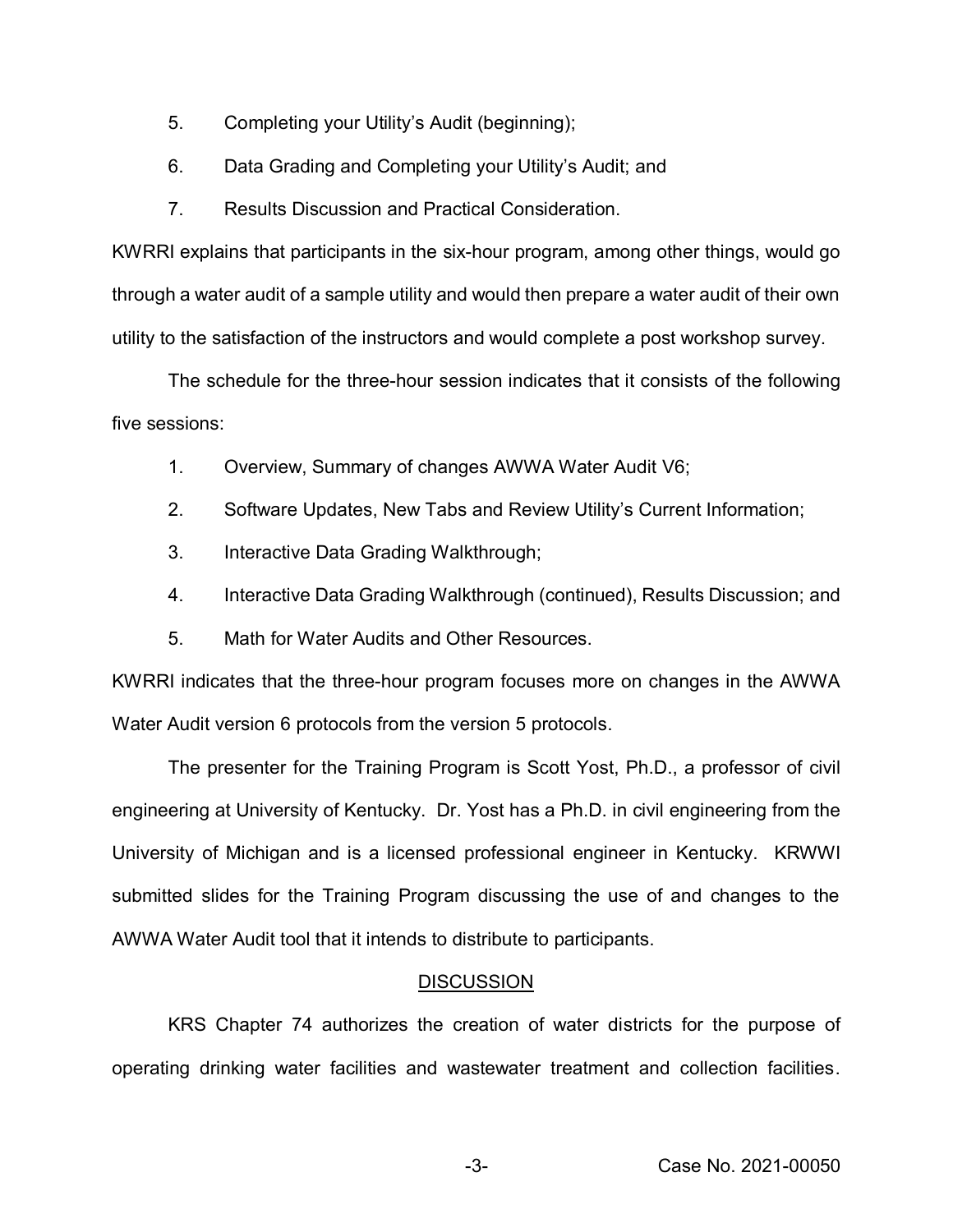5. Completing your Utility's Audit (beginning);

6. Data Grading and Completing your Utility's Audit; and

7. Results Discussion and Practical Consideration.

KWRRI explains that participants in the six-hour program, among other things, would go through a water audit of a sample utility and would then prepare a water audit of their own utility to the satisfaction of the instructors and would complete a post workshop survey.

The schedule for the three-hour session indicates that it consists of the following five sessions:

1. Overview, Summary of changes AWWA Water Audit V6;

2. Software Updates, New Tabs and Review Utility's Current Information;

3. Interactive Data Grading Walkthrough;

4. Interactive Data Grading Walkthrough (continued), Results Discussion; and

5. Math for Water Audits and Other Resources.

KWRRI indicates that the three-hour program focuses more on changes in the AWWA Water Audit version 6 protocols from the version 5 protocols.

The presenter for the Training Program is Scott Yost, Ph.D., a professor of civil engineering at University of Kentucky. Dr. Yost has a Ph.D. in civil engineering from the University of Michigan and is a licensed professional engineer in Kentucky. KRWWI submitted slides for the Training Program discussing the use of and changes to the AWWA Water Audit tool that it intends to distribute to participants.

## DISCUSSION

KRS Chapter 74 authorizes the creation of water districts for the purpose of operating drinking water facilities and wastewater treatment and collection facilities.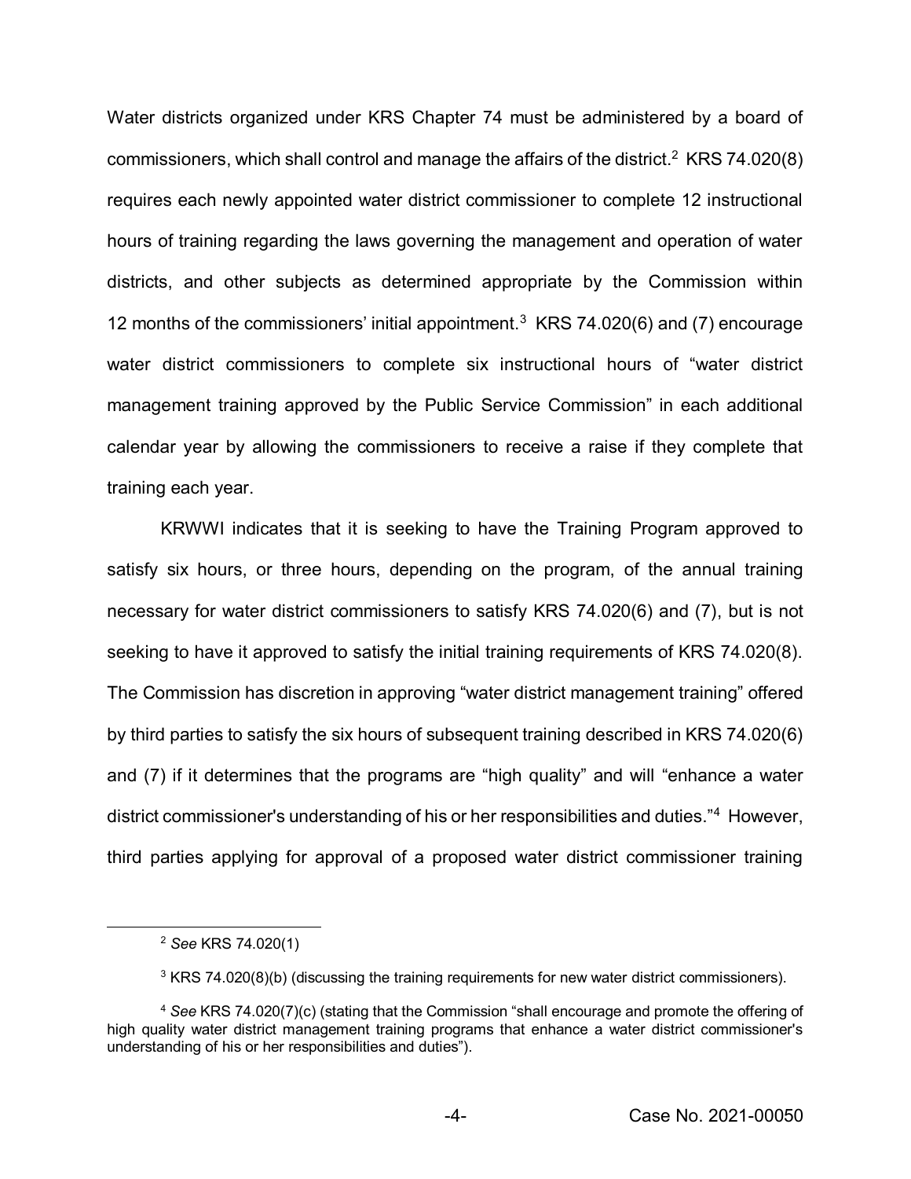Water districts organized under KRS Chapter 74 must be administered by a board of commissioners, which shall control and manage the affairs of the district.[2] KRS 74.020(8) requires each newly appointed water district commissioner to complete 12 instructional hours of training regarding the laws governing the management and operation of water districts, and other subjects as determined appropriate by the Commission within 12 months of the commissioners' initial appointment.[3] KRS 74.020(6) and (7) encourage water district commissioners to complete six instructional hours of "water district management training approved by the Public Service Commission" in each additional calendar year by allowing the commissioners to receive a raise if they complete that training each year.

KRWWI indicates that it is seeking to have the Training Program approved to satisfy six hours, or three hours, depending on the program, of the annual training necessary for water district commissioners to satisfy KRS 74.020(6) and (7), but is not seeking to have it approved to satisfy the initial training requirements of KRS 74.020(8). The Commission has discretion in approving "water district management training" offered by third parties to satisfy the six hours of subsequent training described in KRS 74.020(6) and (7) if it determines that the programs are "high quality" and will "enhance a water district commissioner's understanding of his or her responsibilities and duties."[4] However, third parties applying for approval of a proposed water district commissioner training

---

[2] *See* KRS 74.020(1)

[3] KRS 74.020(8)(b) (discussing the training requirements for new water district commissioners).

[4] *See* KRS 74.020(7)(c) (stating that the Commission "shall encourage and promote the offering of high quality water district management training programs that enhance a water district commissioner's understanding of his or her responsibilities and duties").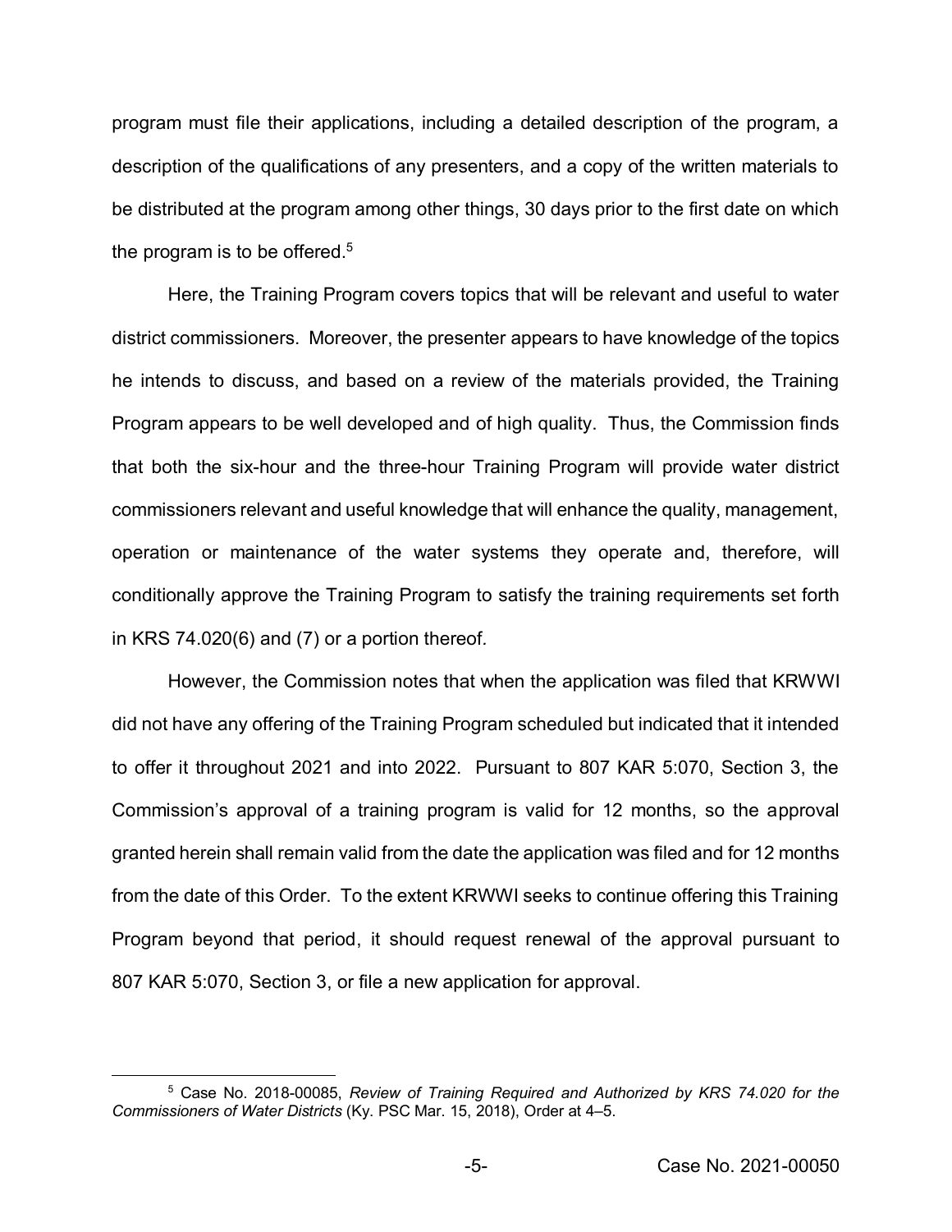program must file their applications, including a detailed description of the program, a description of the qualifications of any presenters, and a copy of the written materials to be distributed at the program among other things, 30 days prior to the first date on which the program is to be offered.[5]

Here, the Training Program covers topics that will be relevant and useful to water district commissioners. Moreover, the presenter appears to have knowledge of the topics he intends to discuss, and based on a review of the materials provided, the Training Program appears to be well developed and of high quality. Thus, the Commission finds that both the six-hour and the three-hour Training Program will provide water district commissioners relevant and useful knowledge that will enhance the quality, management, operation or maintenance of the water systems they operate and, therefore, will conditionally approve the Training Program to satisfy the training requirements set forth in KRS 74.020(6) and (7) or a portion thereof*.*

However, the Commission notes that when the application was filed that KRWWI did not have any offering of the Training Program scheduled but indicated that it intended to offer it throughout 2021 and into 2022. Pursuant to 807 KAR 5:070, Section 3, the Commission's approval of a training program is valid for 12 months, so the approval granted herein shall remain valid from the date the application was filed and for 12 months from the date of this Order. To the extent KRWWI seeks to continue offering this Training Program beyond that period, it should request renewal of the approval pursuant to 807 KAR 5:070, Section 3, or file a new application for approval.

---

[5] Case No. 2018-00085, *Review of Training Required and Authorized by KRS 74.020 for the Commissioners of Water Districts* (Ky. PSC Mar. 15, 2018), Order at 4–5.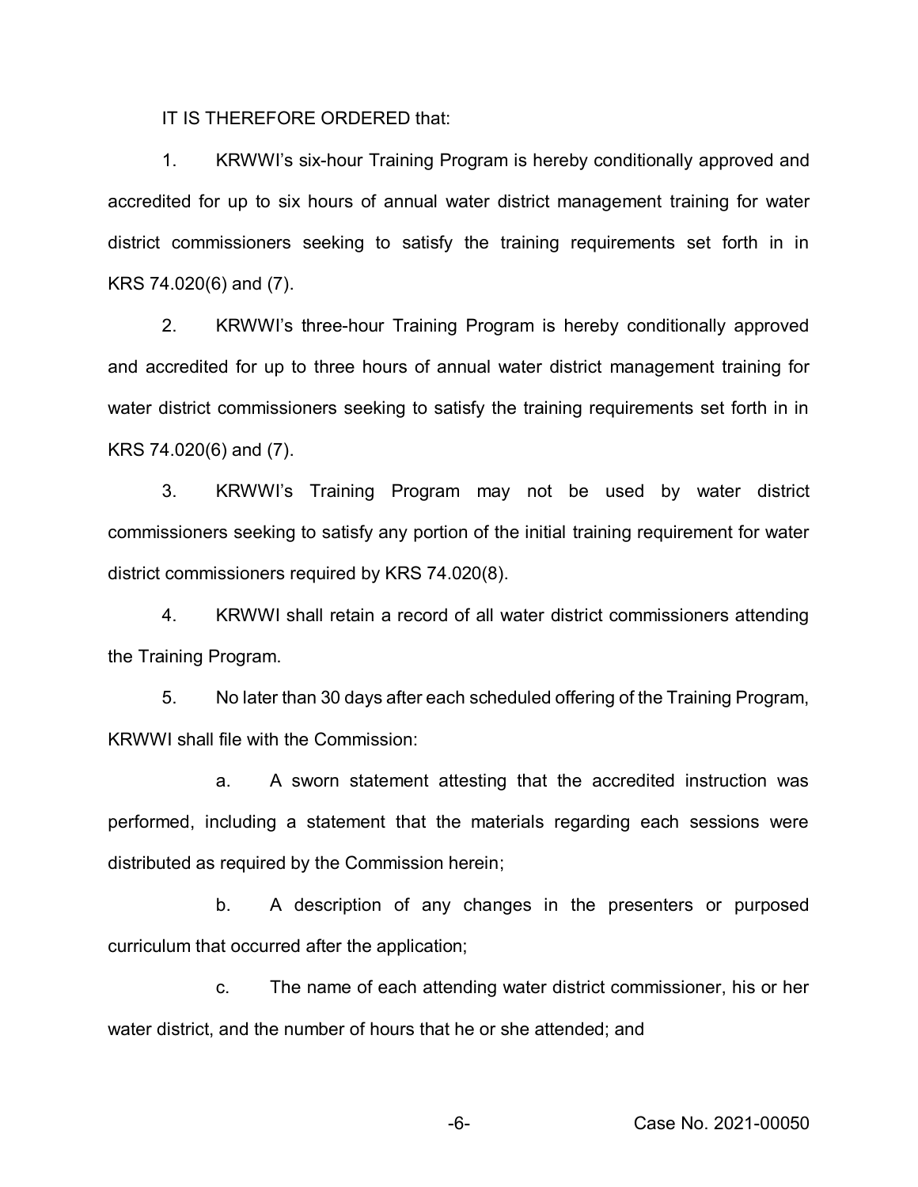IT IS THEREFORE ORDERED that:

1. KRWWI's six-hour Training Program is hereby conditionally approved and accredited for up to six hours of annual water district management training for water district commissioners seeking to satisfy the training requirements set forth in in KRS 74.020(6) and (7).

2. KRWWI's three-hour Training Program is hereby conditionally approved and accredited for up to three hours of annual water district management training for water district commissioners seeking to satisfy the training requirements set forth in in KRS 74.020(6) and (7).

3. KRWWI's Training Program may not be used by water district commissioners seeking to satisfy any portion of the initial training requirement for water district commissioners required by KRS 74.020(8).

4. KRWWI shall retain a record of all water district commissioners attending the Training Program.

5. No later than 30 days after each scheduled offering of the Training Program, KRWWI shall file with the Commission:

   a. A sworn statement attesting that the accredited instruction was performed, including a statement that the materials regarding each sessions were distributed as required by the Commission herein;

   b. A description of any changes in the presenters or purposed curriculum that occurred after the application;

   c. The name of each attending water district commissioner, his or her water district, and the number of hours that he or she attended; and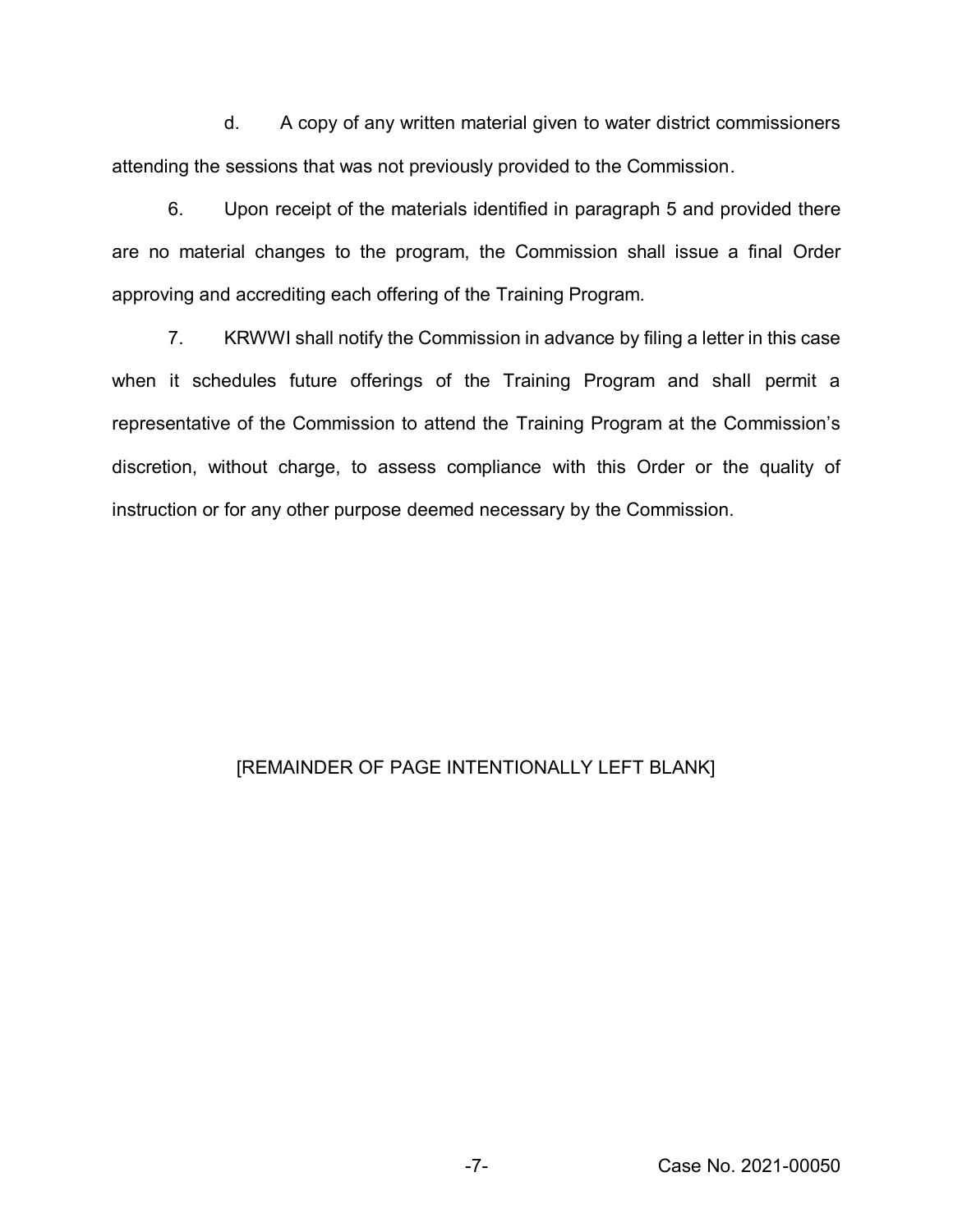d. A copy of any written material given to water district commissioners attending the sessions that was not previously provided to the Commission.

6. Upon receipt of the materials identified in paragraph 5 and provided there are no material changes to the program, the Commission shall issue a final Order approving and accrediting each offering of the Training Program.

7. KRWWI shall notify the Commission in advance by filing a letter in this case when it schedules future offerings of the Training Program and shall permit a representative of the Commission to attend the Training Program at the Commission's discretion, without charge, to assess compliance with this Order or the quality of instruction or for any other purpose deemed necessary by the Commission.

[REMAINDER OF PAGE INTENTIONALLY LEFT BLANK]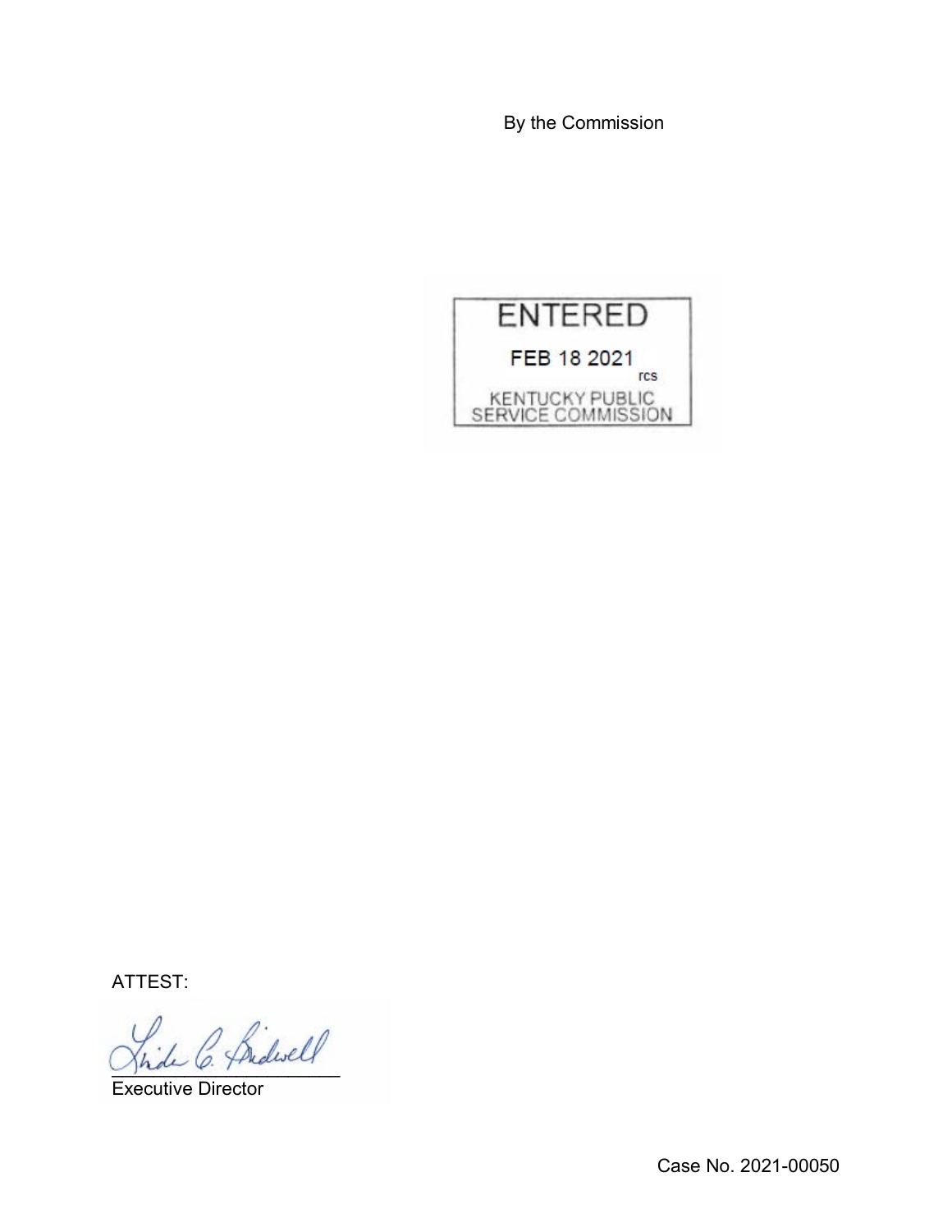By the Commission

ENTERED

FEB 18 2021

rcs

KENTUCKY PUBLIC SERVICE COMMISSION

ATTEST:

Executive Director

Case No. 2021-00050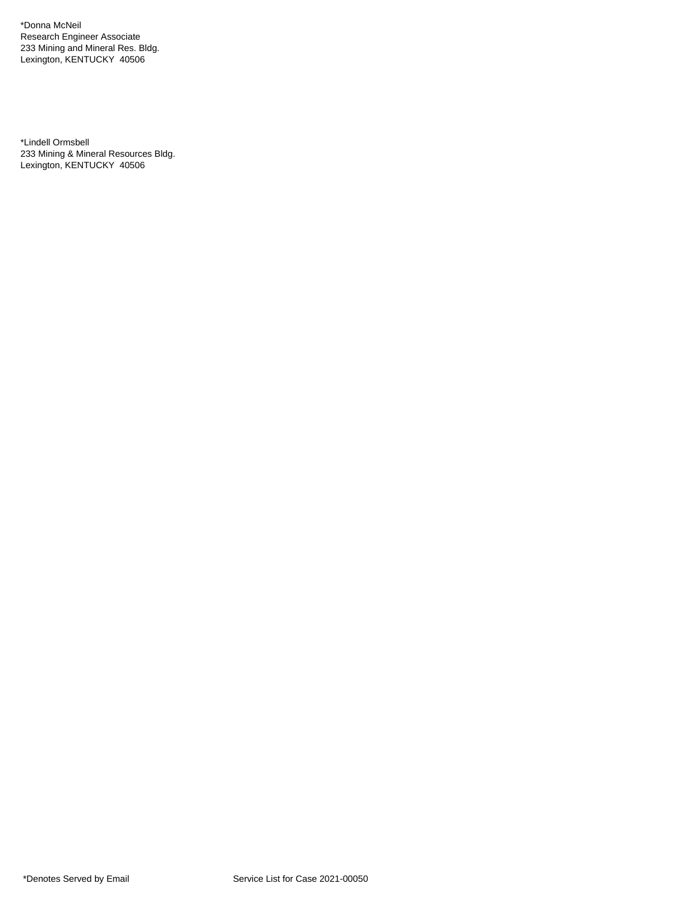*Donna McNeil
Research Engineer Associate
233 Mining and Mineral Res. Bldg.
Lexington, KENTUCKY  40506

*Lindell Ormsbell
233 Mining & Mineral Resources Bldg.
Lexington, KENTUCKY  40506